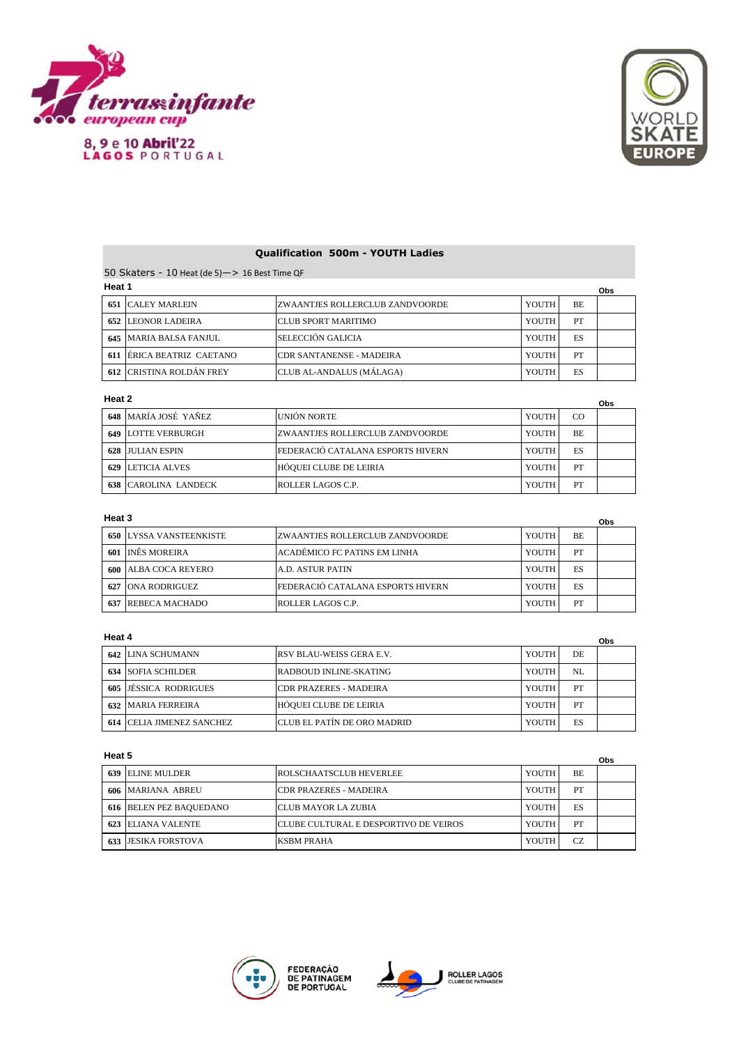terras infante european cup

8, 9 e 10 Abril'22
LAGOS PORTUGAL

WORLD SKATE EUROPE

## Qualification 500m - YOUTH Ladies

50 Skaters - 10 Heat (de 5)—> 16 Best Time QF

### Heat 1

| | | | | | Obs |
|---|---|---|---|---|---|
| 651 | CALEY MARLEIN | ZWAANTJES ROLLERCLUB ZANDVOORDE | YOUTH | BE | |
| 652 | LEONOR LADEIRA | CLUB SPORT MARITIMO | YOUTH | PT | |
| 645 | MARIA BALSA FANJUL | SELECCIÓN GALICIA | YOUTH | ES | |
| 611 | ÉRICA BEATRIZ CAETANO | CDR SANTANENSE - MADEIRA | YOUTH | PT | |
| 612 | CRISTINA ROLDÁN FREY | CLUB AL-ANDALUS (MÁLAGA) | YOUTH | ES | |

### Heat 2

| | | | | | Obs |
|---|---|---|---|---|---|
| 648 | MARÍA JOSÉ YAÑEZ | UNIÓN NORTE | YOUTH | CO | |
| 649 | LOTTE VERBURGH | ZWAANTJES ROLLERCLUB ZANDVOORDE | YOUTH | BE | |
| 628 | JULIAN ESPIN | FEDERACIÓ CATALANA ESPORTS HIVERN | YOUTH | ES | |
| 629 | LETICIA ALVES | HÓQUEI CLUBE DE LEIRIA | YOUTH | PT | |
| 638 | CAROLINA LANDECK | ROLLER LAGOS C.P. | YOUTH | PT | |

### Heat 3

| | | | | | Obs |
|---|---|---|---|---|---|
| 650 | LYSSA VANSTEENKISTE | ZWAANTJES ROLLERCLUB ZANDVOORDE | YOUTH | BE | |
| 601 | INÊS MOREIRA | ACADÉMICO FC PATINS EM LINHA | YOUTH | PT | |
| 600 | ALBA COCA REYERO | A.D. ASTUR PATIN | YOUTH | ES | |
| 627 | ONA RODRIGUEZ | FEDERACIÓ CATALANA ESPORTS HIVERN | YOUTH | ES | |
| 637 | REBECA MACHADO | ROLLER LAGOS C.P. | YOUTH | PT | |

### Heat 4

| | | | | | Obs |
|---|---|---|---|---|---|
| 642 | LINA SCHUMANN | RSV BLAU-WEISS GERA E.V. | YOUTH | DE | |
| 634 | SOFIA SCHILDER | RADBOUD INLINE-SKATING | YOUTH | NL | |
| 605 | JÉSSICA RODRIGUES | CDR PRAZERES - MADEIRA | YOUTH | PT | |
| 632 | MARIA FERREIRA | HÓQUEI CLUBE DE LEIRIA | YOUTH | PT | |
| 614 | CELIA JIMENEZ SANCHEZ | CLUB EL PATÍN DE ORO MADRID | YOUTH | ES | |

### Heat 5

| | | | | | Obs |
|---|---|---|---|---|---|
| 639 | ELINE MULDER | ROLSCHAATSCLUB HEVERLEE | YOUTH | BE | |
| 606 | MARIANA ABREU | CDR PRAZERES - MADEIRA | YOUTH | PT | |
| 616 | BELEN PEZ BAQUEDANO | CLUB MAYOR LA ZUBIA | YOUTH | ES | |
| 623 | ELIANA VALENTE | CLUBE CULTURAL E DESPORTIVO DE VEIROS | YOUTH | PT | |
| 633 | JESIKA FORSTOVA | KSBM PRAHA | YOUTH | CZ | |

FEDERAÇÃO DE PATINAGEM DE PORTUGAL

ROLLER LAGOS CLUBE DE PATINAGEM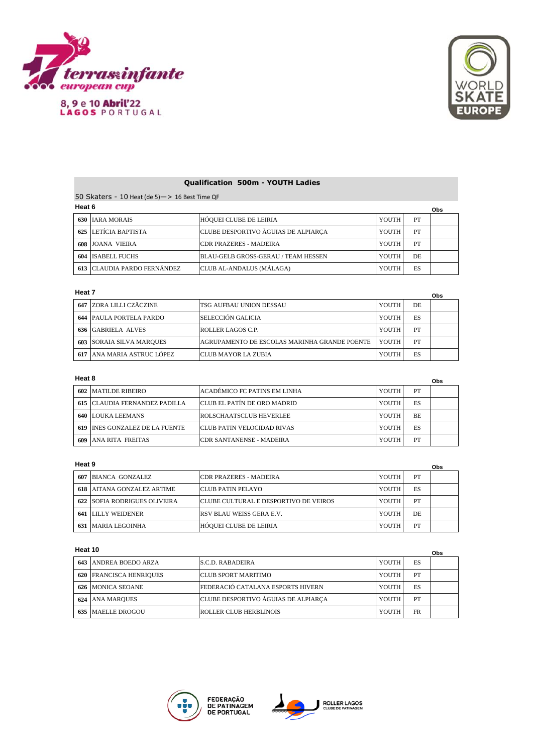## Qualification 500m - YOUTH Ladies

50 Skaters - 10 Heat (de 5)—> 16 Best Time QF

### Heat 6

| | | | | | Obs |
|---|---|---|---|---|---|
| 630 | IARA MORAIS | HÓQUEI CLUBE DE LEIRIA | YOUTH | PT | |
| 625 | LETÍCIA BAPTISTA | CLUBE DESPORTIVO ÀGUIAS DE ALPIARÇA | YOUTH | PT | |
| 608 | JOANA VIEIRA | CDR PRAZERES - MADEIRA | YOUTH | PT | |
| 604 | ISABELL FUCHS | BLAU-GELB GROSS-GERAU / TEAM HESSEN | YOUTH | DE | |
| 613 | CLAUDIA PARDO FERNÁNDEZ | CLUB AL-ANDALUS (MÁLAGA) | YOUTH | ES | |

### Heat 7

| | | | | | Obs |
|---|---|---|---|---|---|
| 647 | ZORA LILLI CZĂCZINE | TSG AUFBAU UNION DESSAU | YOUTH | DE | |
| 644 | PAULA PORTELA PARDO | SELECCIÓN GALICIA | YOUTH | ES | |
| 636 | GABRIELA ALVES | ROLLER LAGOS C.P. | YOUTH | PT | |
| 603 | SORAIA SILVA MARQUES | AGRUPAMENTO DE ESCOLAS MARINHA GRANDE POENTE | YOUTH | PT | |
| 617 | ANA MARIA ASTRUC LÓPEZ | CLUB MAYOR LA ZUBIA | YOUTH | ES | |

### Heat 8

| | | | | | Obs |
|---|---|---|---|---|---|
| 602 | MATILDE RIBEIRO | ACADÉMICO FC PATINS EM LINHA | YOUTH | PT | |
| 615 | CLAUDIA FERNANDEZ PADILLA | CLUB EL PATÍN DE ORO MADRID | YOUTH | ES | |
| 640 | LOUKA LEEMANS | ROLSCHAATSCLUB HEVERLEE | YOUTH | BE | |
| 619 | INES GONZALEZ DE LA FUENTE | CLUB PATIN VELOCIDAD RIVAS | YOUTH | ES | |
| 609 | ANA RITA FREITAS | CDR SANTANENSE - MADEIRA | YOUTH | PT | |

### Heat 9

| | | | | | Obs |
|---|---|---|---|---|---|
| 607 | BIANCA GONZALEZ | CDR PRAZERES - MADEIRA | YOUTH | PT | |
| 618 | AITANA GONZALEZ ARTIME | CLUB PATIN PELAYO | YOUTH | ES | |
| 622 | SOFIA RODRIGUES OLIVEIRA | CLUBE CULTURAL E DESPORTIVO DE VEIROS | YOUTH | PT | |
| 641 | LILLY WEIDENER | RSV BLAU WEISS GERA E.V. | YOUTH | DE | |
| 631 | MARIA LEGOINHA | HÓQUEI CLUBE DE LEIRIA | YOUTH | PT | |

### Heat 10

| | | | | | Obs |
|---|---|---|---|---|---|
| 643 | ANDREA BOEDO ARZA | S.C.D. RABADEIRA | YOUTH | ES | |
| 620 | FRANCISCA HENRIQUES | CLUB SPORT MARITIMO | YOUTH | PT | |
| 626 | MONICA SEOANE | FEDERACIÓ CATALANA ESPORTS HIVERN | YOUTH | ES | |
| 624 | ANA MARQUES | CLUBE DESPORTIVO ÀGUIAS DE ALPIARÇA | YOUTH | PT | |
| 635 | MAELLE DROGOU | ROLLER CLUB HERBLINOIS | YOUTH | FR | |